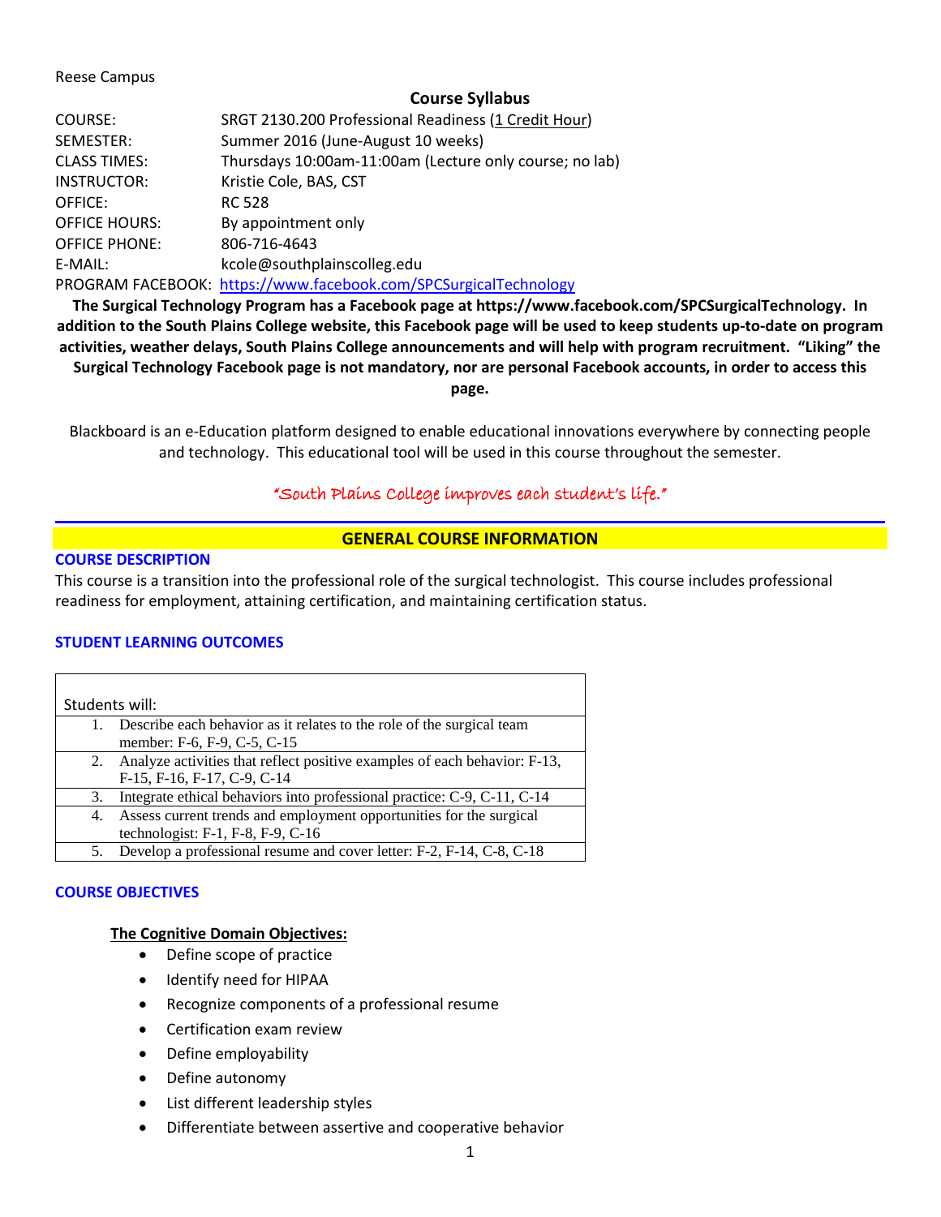Reese Campus

# Course Syllabus

| | |
|---|---|
| COURSE: | SRGT 2130.200 Professional Readiness (1 Credit Hour) |
| SEMESTER: | Summer 2016 (June-August 10 weeks) |
| CLASS TIMES: | Thursdays 10:00am-11:00am (Lecture only course; no lab) |
| INSTRUCTOR: | Kristie Cole, BAS, CST |
| OFFICE: | RC 528 |
| OFFICE HOURS: | By appointment only |
| OFFICE PHONE: | 806-716-4643 |
| E-MAIL: | kcole@southplainscolleg.edu |
| PROGRAM FACEBOOK: | https://www.facebook.com/SPCSurgicalTechnology |

**The Surgical Technology Program has a Facebook page at https://www.facebook.com/SPCSurgicalTechnology. In addition to the South Plains College website, this Facebook page will be used to keep students up-to-date on program activities, weather delays, South Plains College announcements and will help with program recruitment. "Liking" the Surgical Technology Facebook page is not mandatory, nor are personal Facebook accounts, in order to access this page.**

Blackboard is an e-Education platform designed to enable educational innovations everywhere by connecting people and technology. This educational tool will be used in this course throughout the semester.

*"South Plains College improves each student's life."*

## GENERAL COURSE INFORMATION

### COURSE DESCRIPTION

This course is a transition into the professional role of the surgical technologist. This course includes professional readiness for employment, attaining certification, and maintaining certification status.

### STUDENT LEARNING OUTCOMES

| Students will: |
|---|
| 1. Describe each behavior as it relates to the role of the surgical team member: F-6, F-9, C-5, C-15 |
| 2. Analyze activities that reflect positive examples of each behavior: F-13, F-15, F-16, F-17, C-9, C-14 |
| 3. Integrate ethical behaviors into professional practice: C-9, C-11, C-14 |
| 4. Assess current trends and employment opportunities for the surgical technologist: F-1, F-8, F-9, C-16 |
| 5. Develop a professional resume and cover letter: F-2, F-14, C-8, C-18 |

### COURSE OBJECTIVES

**The Cognitive Domain Objectives:**

- Define scope of practice
- Identify need for HIPAA
- Recognize components of a professional resume
- Certification exam review
- Define employability
- Define autonomy
- List different leadership styles
- Differentiate between assertive and cooperative behavior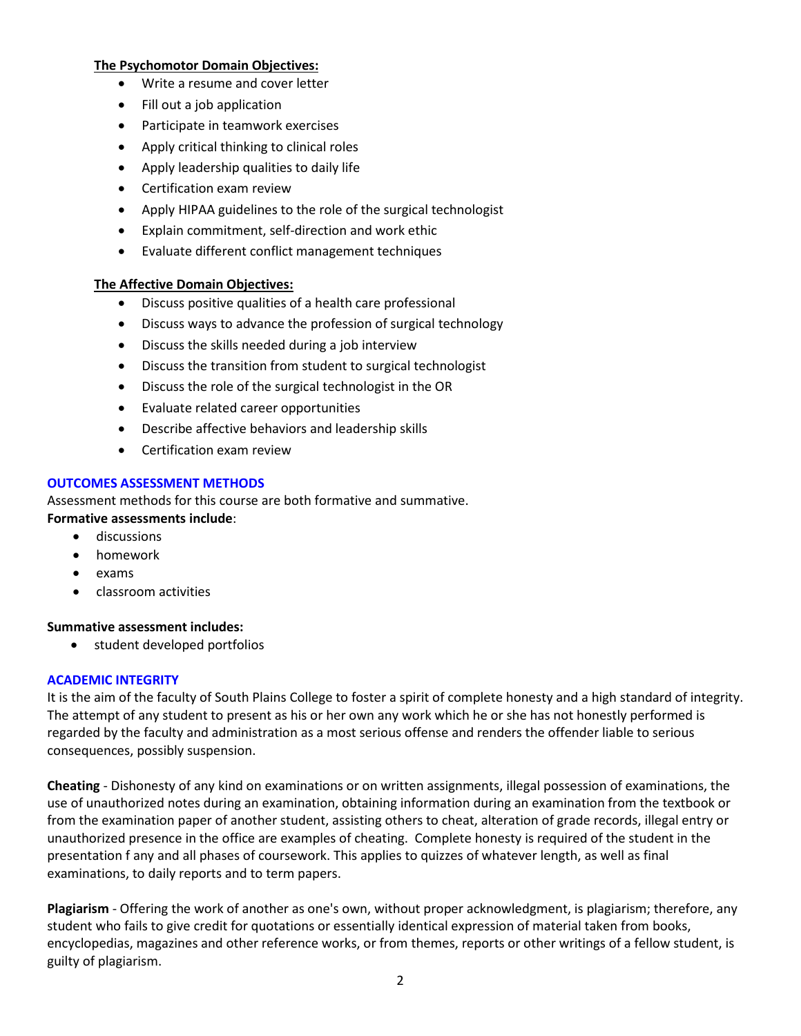**The Psychomotor Domain Objectives:**

- Write a resume and cover letter
- Fill out a job application
- Participate in teamwork exercises
- Apply critical thinking to clinical roles
- Apply leadership qualities to daily life
- Certification exam review
- Apply HIPAA guidelines to the role of the surgical technologist
- Explain commitment, self-direction and work ethic
- Evaluate different conflict management techniques

**The Affective Domain Objectives:**

- Discuss positive qualities of a health care professional
- Discuss ways to advance the profession of surgical technology
- Discuss the skills needed during a job interview
- Discuss the transition from student to surgical technologist
- Discuss the role of the surgical technologist in the OR
- Evaluate related career opportunities
- Describe affective behaviors and leadership skills
- Certification exam review

## OUTCOMES ASSESSMENT METHODS

Assessment methods for this course are both formative and summative.

**Formative assessments include**:

- discussions
- homework
- exams
- classroom activities

**Summative assessment includes:**

- student developed portfolios

## ACADEMIC INTEGRITY

It is the aim of the faculty of South Plains College to foster a spirit of complete honesty and a high standard of integrity. The attempt of any student to present as his or her own any work which he or she has not honestly performed is regarded by the faculty and administration as a most serious offense and renders the offender liable to serious consequences, possibly suspension.

**Cheating** - Dishonesty of any kind on examinations or on written assignments, illegal possession of examinations, the use of unauthorized notes during an examination, obtaining information during an examination from the textbook or from the examination paper of another student, assisting others to cheat, alteration of grade records, illegal entry or unauthorized presence in the office are examples of cheating. Complete honesty is required of the student in the presentation f any and all phases of coursework. This applies to quizzes of whatever length, as well as final examinations, to daily reports and to term papers.

**Plagiarism** - Offering the work of another as one's own, without proper acknowledgment, is plagiarism; therefore, any student who fails to give credit for quotations or essentially identical expression of material taken from books, encyclopedias, magazines and other reference works, or from themes, reports or other writings of a fellow student, is guilty of plagiarism.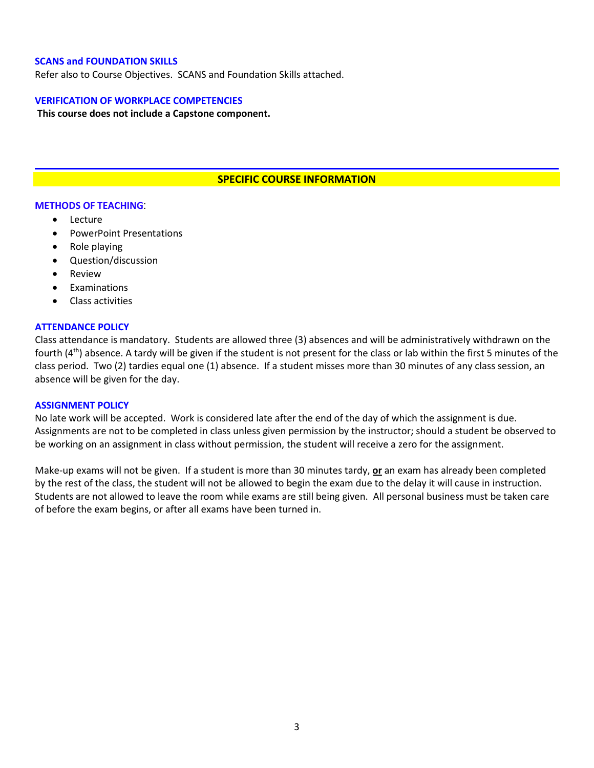### SCANS and FOUNDATION SKILLS

Refer also to Course Objectives. SCANS and Foundation Skills attached.

### VERIFICATION OF WORKPLACE COMPETENCIES

**This course does not include a Capstone component.**

## SPECIFIC COURSE INFORMATION

### METHODS OF TEACHING:

- Lecture
- PowerPoint Presentations
- Role playing
- Question/discussion
- Review
- Examinations
- Class activities

### ATTENDANCE POLICY

Class attendance is mandatory. Students are allowed three (3) absences and will be administratively withdrawn on the fourth (4th) absence. A tardy will be given if the student is not present for the class or lab within the first 5 minutes of the class period. Two (2) tardies equal one (1) absence. If a student misses more than 30 minutes of any class session, an absence will be given for the day.

### ASSIGNMENT POLICY

No late work will be accepted. Work is considered late after the end of the day of which the assignment is due. Assignments are not to be completed in class unless given permission by the instructor; should a student be observed to be working on an assignment in class without permission, the student will receive a zero for the assignment.

Make-up exams will not be given. If a student is more than 30 minutes tardy, **or** an exam has already been completed by the rest of the class, the student will not be allowed to begin the exam due to the delay it will cause in instruction. Students are not allowed to leave the room while exams are still being given. All personal business must be taken care of before the exam begins, or after all exams have been turned in.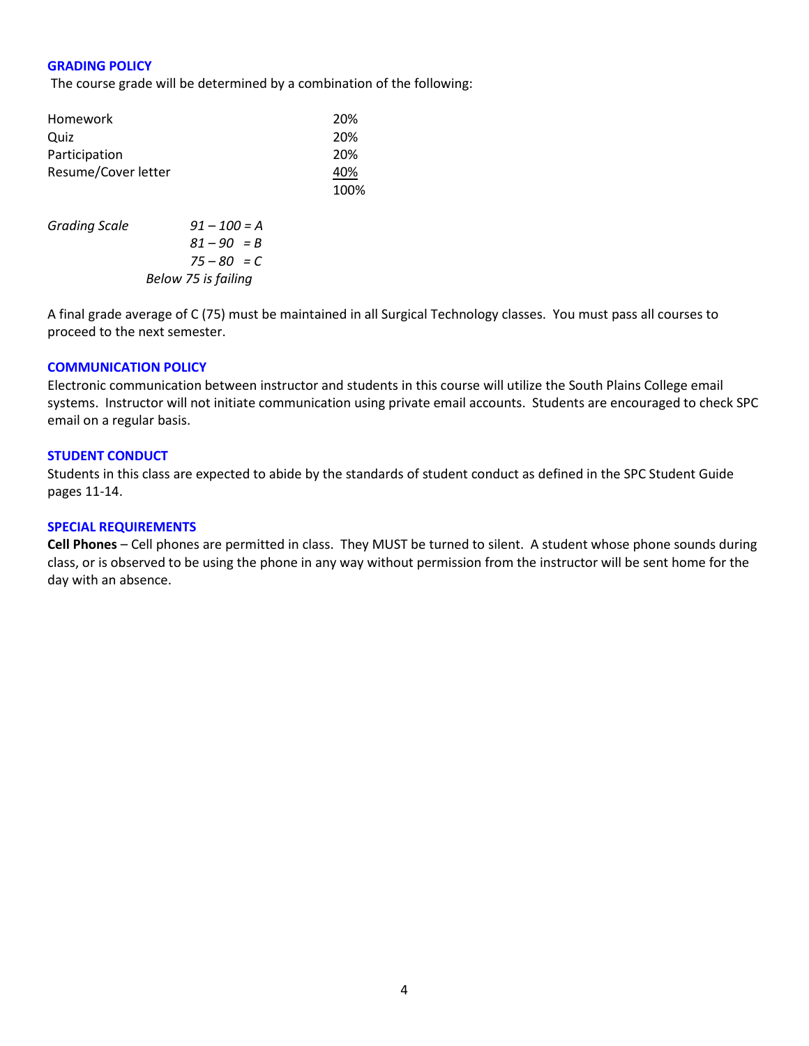## GRADING POLICY

The course grade will be determined by a combination of the following:

| | |
|---|---|
| Homework | 20% |
| Quiz | 20% |
| Participation | 20% |
| Resume/Cover letter | 40% |
| | 100% |

*Grading Scale*

*91 – 100 = A*
*81 – 90 = B*
*75 – 80 = C*
*Below 75 is failing*

A final grade average of C (75) must be maintained in all Surgical Technology classes. You must pass all courses to proceed to the next semester.

## COMMUNICATION POLICY

Electronic communication between instructor and students in this course will utilize the South Plains College email systems. Instructor will not initiate communication using private email accounts. Students are encouraged to check SPC email on a regular basis.

## STUDENT CONDUCT

Students in this class are expected to abide by the standards of student conduct as defined in the SPC Student Guide pages 11-14.

## SPECIAL REQUIREMENTS

**Cell Phones** – Cell phones are permitted in class. They MUST be turned to silent. A student whose phone sounds during class, or is observed to be using the phone in any way without permission from the instructor will be sent home for the day with an absence.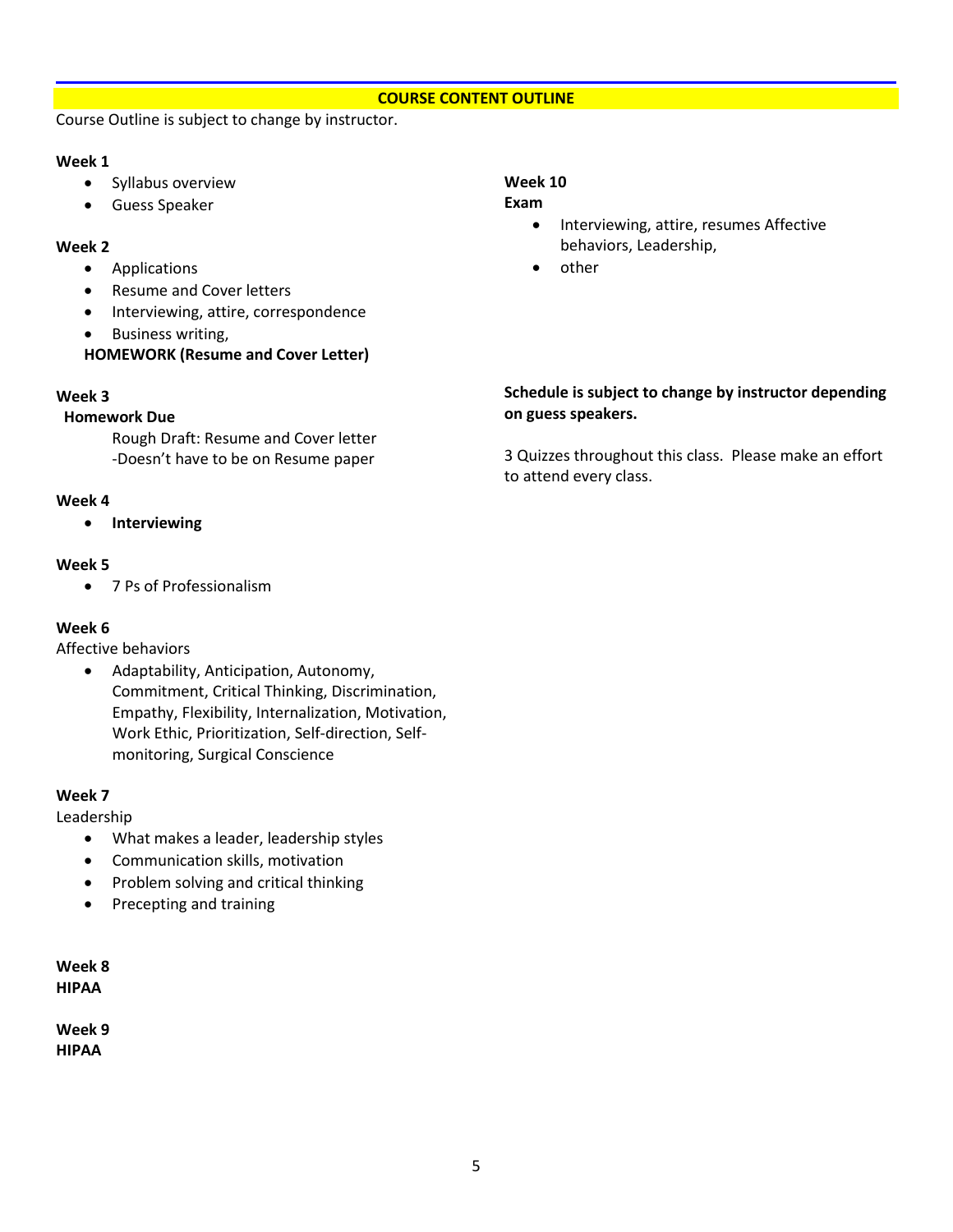## COURSE CONTENT OUTLINE

Course Outline is subject to change by instructor.

**Week 1**

- Syllabus overview
- Guess Speaker

**Week 2**

- Applications
- Resume and Cover letters
- Interviewing, attire, correspondence
- Business writing,

**HOMEWORK (Resume and Cover Letter)**

**Week 3**

**Homework Due**

Rough Draft: Resume and Cover letter
-Doesn't have to be on Resume paper

**Week 4**

- **Interviewing**

**Week 5**

- 7 Ps of Professionalism

**Week 6**

Affective behaviors

- Adaptability, Anticipation, Autonomy, Commitment, Critical Thinking, Discrimination, Empathy, Flexibility, Internalization, Motivation, Work Ethic, Prioritization, Self-direction, Self-monitoring, Surgical Conscience

**Week 7**

Leadership

- What makes a leader, leadership styles
- Communication skills, motivation
- Problem solving and critical thinking
- Precepting and training

**Week 8**
**HIPAA**

**Week 9**
**HIPAA**

**Week 10**
**Exam**

- Interviewing, attire, resumes Affective behaviors, Leadership,
- other

**Schedule is subject to change by instructor depending on guess speakers.**

3 Quizzes throughout this class. Please make an effort to attend every class.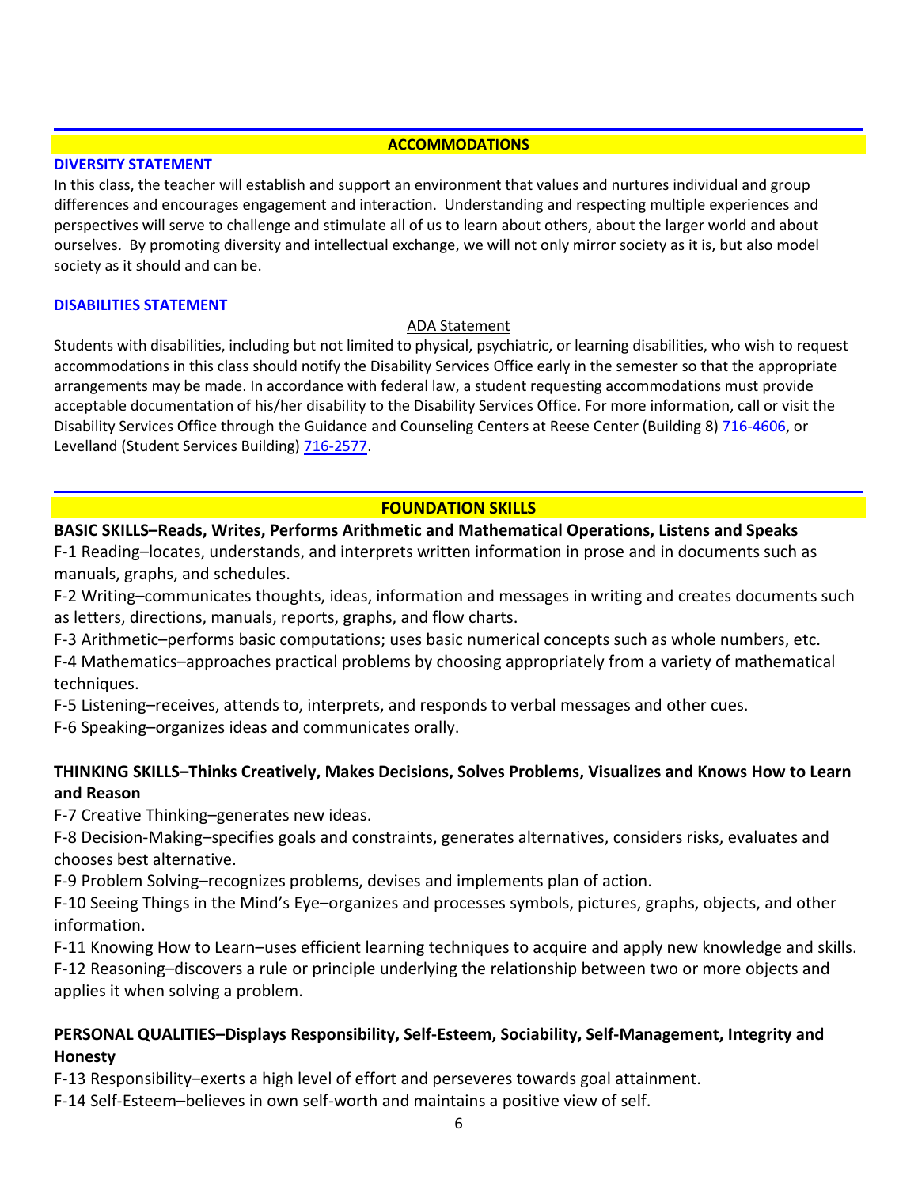## ACCOMMODATIONS

### DIVERSITY STATEMENT

In this class, the teacher will establish and support an environment that values and nurtures individual and group differences and encourages engagement and interaction. Understanding and respecting multiple experiences and perspectives will serve to challenge and stimulate all of us to learn about others, about the larger world and about ourselves. By promoting diversity and intellectual exchange, we will not only mirror society as it is, but also model society as it should and can be.

### DISABILITIES STATEMENT

ADA Statement

Students with disabilities, including but not limited to physical, psychiatric, or learning disabilities, who wish to request accommodations in this class should notify the Disability Services Office early in the semester so that the appropriate arrangements may be made. In accordance with federal law, a student requesting accommodations must provide acceptable documentation of his/her disability to the Disability Services Office. For more information, call or visit the Disability Services Office through the Guidance and Counseling Centers at Reese Center (Building 8) 716-4606, or Levelland (Student Services Building) 716-2577.

## FOUNDATION SKILLS

**BASIC SKILLS–Reads, Writes, Performs Arithmetic and Mathematical Operations, Listens and Speaks**

F-1 Reading–locates, understands, and interprets written information in prose and in documents such as manuals, graphs, and schedules.

F-2 Writing–communicates thoughts, ideas, information and messages in writing and creates documents such as letters, directions, manuals, reports, graphs, and flow charts.

F-3 Arithmetic–performs basic computations; uses basic numerical concepts such as whole numbers, etc.

F-4 Mathematics–approaches practical problems by choosing appropriately from a variety of mathematical techniques.

F-5 Listening–receives, attends to, interprets, and responds to verbal messages and other cues.

F-6 Speaking–organizes ideas and communicates orally.

**THINKING SKILLS–Thinks Creatively, Makes Decisions, Solves Problems, Visualizes and Knows How to Learn and Reason**

F-7 Creative Thinking–generates new ideas.

F-8 Decision-Making–specifies goals and constraints, generates alternatives, considers risks, evaluates and chooses best alternative.

F-9 Problem Solving–recognizes problems, devises and implements plan of action.

F-10 Seeing Things in the Mind's Eye–organizes and processes symbols, pictures, graphs, objects, and other information.

F-11 Knowing How to Learn–uses efficient learning techniques to acquire and apply new knowledge and skills.

F-12 Reasoning–discovers a rule or principle underlying the relationship between two or more objects and applies it when solving a problem.

**PERSONAL QUALITIES–Displays Responsibility, Self-Esteem, Sociability, Self-Management, Integrity and Honesty**

F-13 Responsibility–exerts a high level of effort and perseveres towards goal attainment.

F-14 Self-Esteem–believes in own self-worth and maintains a positive view of self.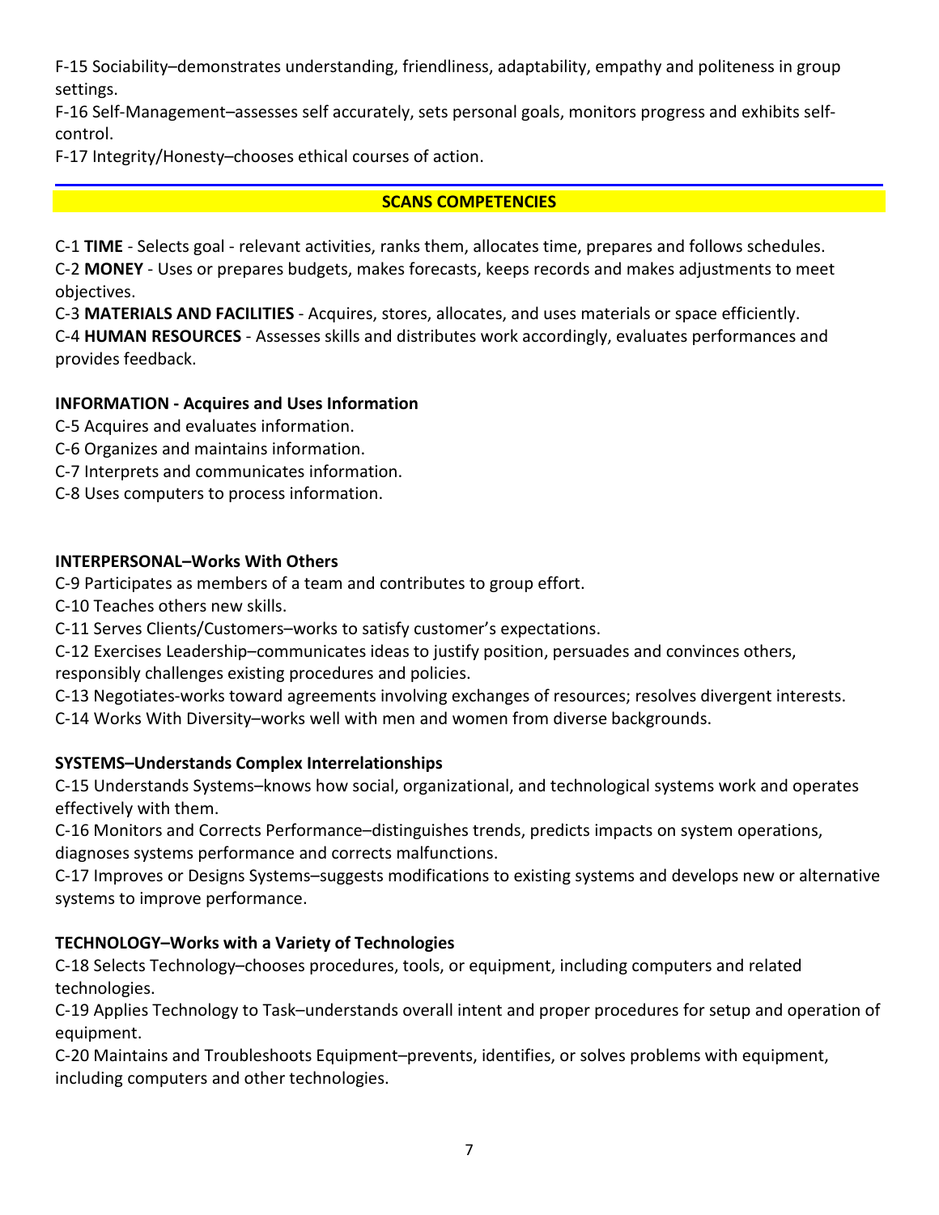F-15 Sociability–demonstrates understanding, friendliness, adaptability, empathy and politeness in group settings.

F-16 Self-Management–assesses self accurately, sets personal goals, monitors progress and exhibits self-control.

F-17 Integrity/Honesty–chooses ethical courses of action.

## SCANS COMPETENCIES

C-1 **TIME** - Selects goal - relevant activities, ranks them, allocates time, prepares and follows schedules.

C-2 **MONEY** - Uses or prepares budgets, makes forecasts, keeps records and makes adjustments to meet objectives.

C-3 **MATERIALS AND FACILITIES** - Acquires, stores, allocates, and uses materials or space efficiently.

C-4 **HUMAN RESOURCES** - Assesses skills and distributes work accordingly, evaluates performances and provides feedback.

**INFORMATION - Acquires and Uses Information**

C-5 Acquires and evaluates information.

C-6 Organizes and maintains information.

C-7 Interprets and communicates information.

C-8 Uses computers to process information.

**INTERPERSONAL–Works With Others**

C-9 Participates as members of a team and contributes to group effort.

C-10 Teaches others new skills.

C-11 Serves Clients/Customers–works to satisfy customer's expectations.

C-12 Exercises Leadership–communicates ideas to justify position, persuades and convinces others, responsibly challenges existing procedures and policies.

C-13 Negotiates-works toward agreements involving exchanges of resources; resolves divergent interests.

C-14 Works With Diversity–works well with men and women from diverse backgrounds.

**SYSTEMS–Understands Complex Interrelationships**

C-15 Understands Systems–knows how social, organizational, and technological systems work and operates effectively with them.

C-16 Monitors and Corrects Performance–distinguishes trends, predicts impacts on system operations, diagnoses systems performance and corrects malfunctions.

C-17 Improves or Designs Systems–suggests modifications to existing systems and develops new or alternative systems to improve performance.

**TECHNOLOGY–Works with a Variety of Technologies**

C-18 Selects Technology–chooses procedures, tools, or equipment, including computers and related technologies.

C-19 Applies Technology to Task–understands overall intent and proper procedures for setup and operation of equipment.

C-20 Maintains and Troubleshoots Equipment–prevents, identifies, or solves problems with equipment, including computers and other technologies.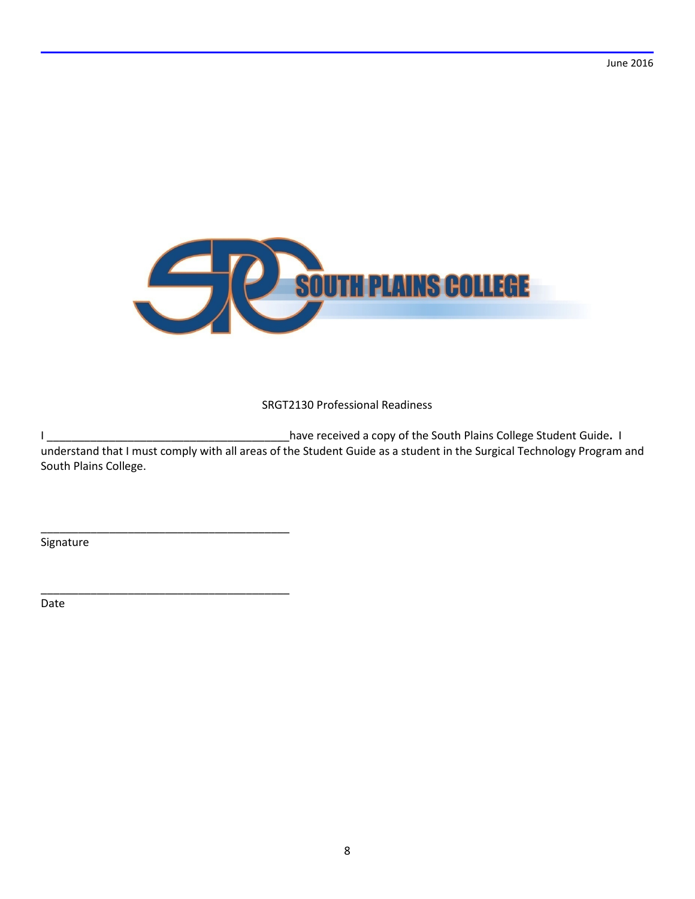June 2016

SOUTH PLAINS COLLEGE

SRGT2130 Professional Readiness

I _______________________________________have received a copy of the South Plains College Student Guide**.** I understand that I must comply with all areas of the Student Guide as a student in the Surgical Technology Program and South Plains College.

________________________________________
Signature

________________________________________
Date